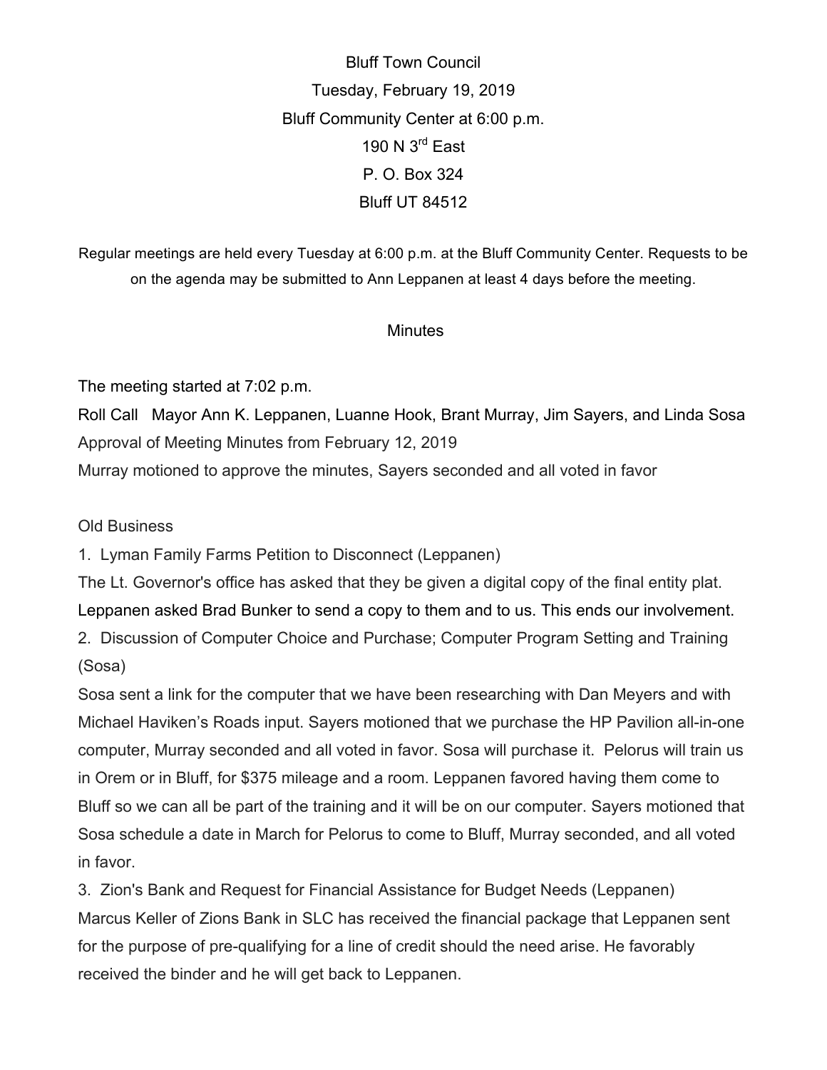Bluff Town Council

Tuesday, February 19, 2019

Bluff Community Center at 6:00 p.m.

190 N 3rd East

P. O. Box 324

Bluff UT 84512

Regular meetings are held every Tuesday at 6:00 p.m. at the Bluff Community Center. Requests to be on the agenda may be submitted to Ann Leppanen at least 4 days before the meeting.

## Minutes

The meeting started at 7:02 p.m.

Roll Call Mayor Ann K. Leppanen, Luanne Hook, Brant Murray, Jim Sayers, and Linda Sosa

Approval of Meeting Minutes from February 12, 2019

Murray motioned to approve the minutes, Sayers seconded and all voted in favor

Old Business

1. Lyman Family Farms Petition to Disconnect (Leppanen)

The Lt. Governor's office has asked that they be given a digital copy of the final entity plat. Leppanen asked Brad Bunker to send a copy to them and to us. This ends our involvement.

2. Discussion of Computer Choice and Purchase; Computer Program Setting and Training (Sosa)

Sosa sent a link for the computer that we have been researching with Dan Meyers and with Michael Haviken's Roads input. Sayers motioned that we purchase the HP Pavilion all-in-one computer, Murray seconded and all voted in favor. Sosa will purchase it. Pelorus will train us in Orem or in Bluff, for $375 mileage and a room. Leppanen favored having them come to Bluff so we can all be part of the training and it will be on our computer. Sayers motioned that Sosa schedule a date in March for Pelorus to come to Bluff, Murray seconded, and all voted in favor.

3. Zion's Bank and Request for Financial Assistance for Budget Needs (Leppanen)

Marcus Keller of Zions Bank in SLC has received the financial package that Leppanen sent for the purpose of pre-qualifying for a line of credit should the need arise. He favorably received the binder and he will get back to Leppanen.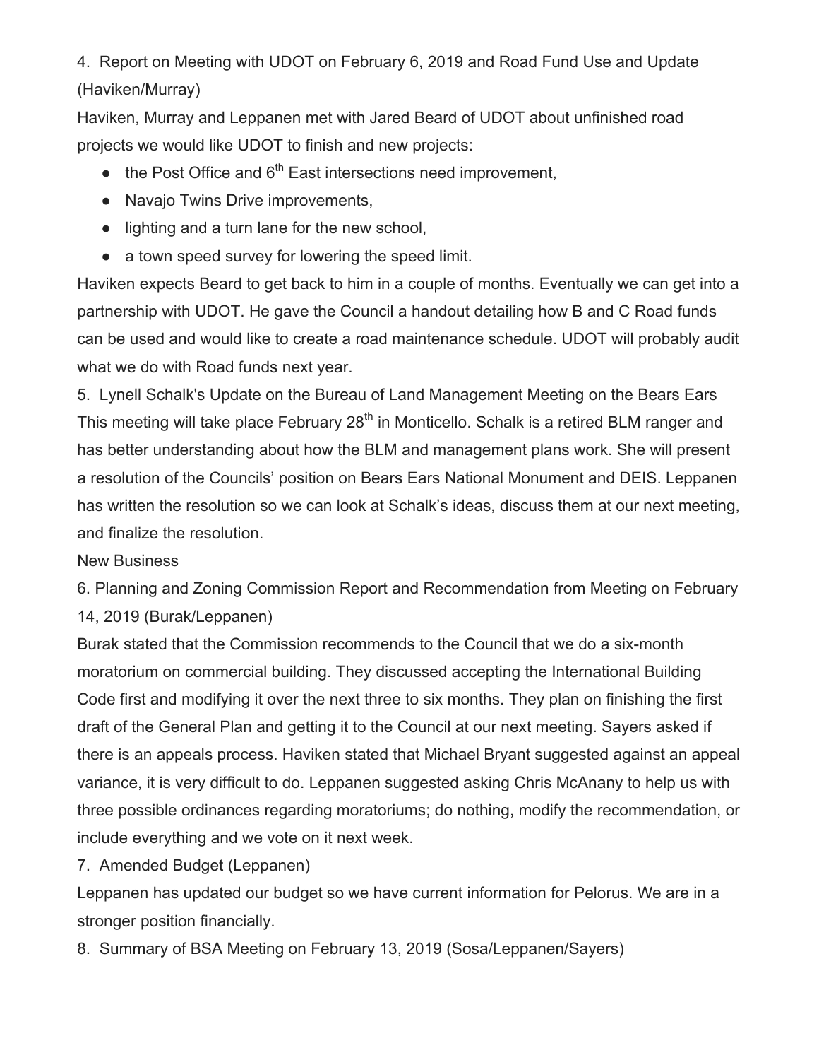4. Report on Meeting with UDOT on February 6, 2019 and Road Fund Use and Update (Haviken/Murray)

Haviken, Murray and Leppanen met with Jared Beard of UDOT about unfinished road projects we would like UDOT to finish and new projects:

- the Post Office and 6th East intersections need improvement,
- Navajo Twins Drive improvements,
- lighting and a turn lane for the new school,
- a town speed survey for lowering the speed limit.

Haviken expects Beard to get back to him in a couple of months. Eventually we can get into a partnership with UDOT. He gave the Council a handout detailing how B and C Road funds can be used and would like to create a road maintenance schedule. UDOT will probably audit what we do with Road funds next year.

5. Lynell Schalk's Update on the Bureau of Land Management Meeting on the Bears Ears

This meeting will take place February 28th in Monticello. Schalk is a retired BLM ranger and has better understanding about how the BLM and management plans work. She will present a resolution of the Councils' position on Bears Ears National Monument and DEIS. Leppanen has written the resolution so we can look at Schalk's ideas, discuss them at our next meeting, and finalize the resolution.

New Business

6. Planning and Zoning Commission Report and Recommendation from Meeting on February 14, 2019 (Burak/Leppanen)

Burak stated that the Commission recommends to the Council that we do a six-month moratorium on commercial building. They discussed accepting the International Building Code first and modifying it over the next three to six months. They plan on finishing the first draft of the General Plan and getting it to the Council at our next meeting. Sayers asked if there is an appeals process. Haviken stated that Michael Bryant suggested against an appeal variance, it is very difficult to do. Leppanen suggested asking Chris McAnany to help us with three possible ordinances regarding moratoriums; do nothing, modify the recommendation, or include everything and we vote on it next week.

7. Amended Budget (Leppanen)

Leppanen has updated our budget so we have current information for Pelorus. We are in a stronger position financially.

8. Summary of BSA Meeting on February 13, 2019 (Sosa/Leppanen/Sayers)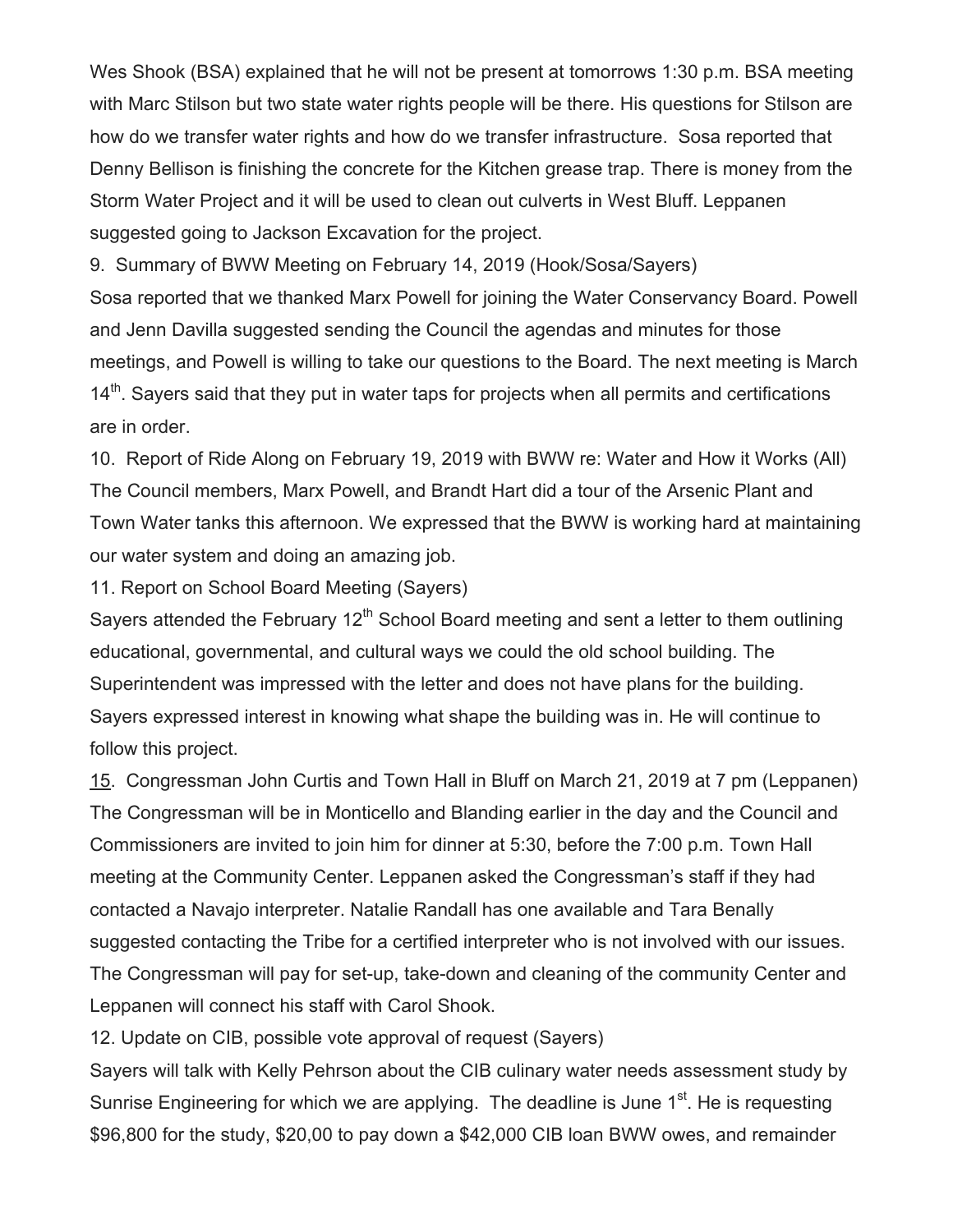Wes Shook (BSA) explained that he will not be present at tomorrows 1:30 p.m. BSA meeting with Marc Stilson but two state water rights people will be there. His questions for Stilson are how do we transfer water rights and how do we transfer infrastructure. Sosa reported that Denny Bellison is finishing the concrete for the Kitchen grease trap. There is money from the Storm Water Project and it will be used to clean out culverts in West Bluff. Leppanen suggested going to Jackson Excavation for the project.

9. Summary of BWW Meeting on February 14, 2019 (Hook/Sosa/Sayers)

Sosa reported that we thanked Marx Powell for joining the Water Conservancy Board. Powell and Jenn Davilla suggested sending the Council the agendas and minutes for those meetings, and Powell is willing to take our questions to the Board. The next meeting is March 14th. Sayers said that they put in water taps for projects when all permits and certifications are in order.

10. Report of Ride Along on February 19, 2019 with BWW re: Water and How it Works (All)

The Council members, Marx Powell, and Brandt Hart did a tour of the Arsenic Plant and Town Water tanks this afternoon. We expressed that the BWW is working hard at maintaining our water system and doing an amazing job.

11. Report on School Board Meeting (Sayers)

Sayers attended the February 12th School Board meeting and sent a letter to them outlining educational, governmental, and cultural ways we could the old school building. The Superintendent was impressed with the letter and does not have plans for the building. Sayers expressed interest in knowing what shape the building was in. He will continue to follow this project.

<u>15</u>. Congressman John Curtis and Town Hall in Bluff on March 21, 2019 at 7 pm (Leppanen)

The Congressman will be in Monticello and Blanding earlier in the day and the Council and Commissioners are invited to join him for dinner at 5:30, before the 7:00 p.m. Town Hall meeting at the Community Center. Leppanen asked the Congressman's staff if they had contacted a Navajo interpreter. Natalie Randall has one available and Tara Benally suggested contacting the Tribe for a certified interpreter who is not involved with our issues. The Congressman will pay for set-up, take-down and cleaning of the community Center and Leppanen will connect his staff with Carol Shook.

12. Update on CIB, possible vote approval of request (Sayers)

Sayers will talk with Kelly Pehrson about the CIB culinary water needs assessment study by Sunrise Engineering for which we are applying. The deadline is June 1st. He is requesting $96,800 for the study, $20,00 to pay down a $42,000 CIB loan BWW owes, and remainder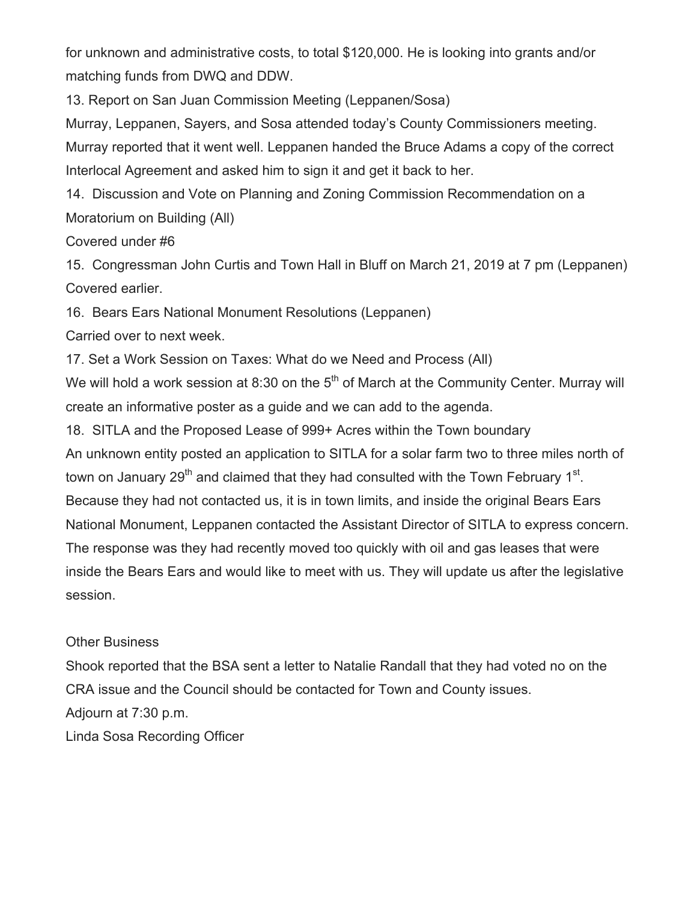for unknown and administrative costs, to total $120,000. He is looking into grants and/or matching funds from DWQ and DDW.

13. Report on San Juan Commission Meeting (Leppanen/Sosa)

Murray, Leppanen, Sayers, and Sosa attended today's County Commissioners meeting. Murray reported that it went well. Leppanen handed the Bruce Adams a copy of the correct Interlocal Agreement and asked him to sign it and get it back to her.

14. Discussion and Vote on Planning and Zoning Commission Recommendation on a Moratorium on Building (All)

Covered under #6

15. Congressman John Curtis and Town Hall in Bluff on March 21, 2019 at 7 pm (Leppanen)

Covered earlier.

16. Bears Ears National Monument Resolutions (Leppanen)

Carried over to next week.

17. Set a Work Session on Taxes: What do we Need and Process (All)

We will hold a work session at 8:30 on the 5th of March at the Community Center. Murray will create an informative poster as a guide and we can add to the agenda.

18. SITLA and the Proposed Lease of 999+ Acres within the Town boundary

An unknown entity posted an application to SITLA for a solar farm two to three miles north of town on January 29th and claimed that they had consulted with the Town February 1st. Because they had not contacted us, it is in town limits, and inside the original Bears Ears National Monument, Leppanen contacted the Assistant Director of SITLA to express concern. The response was they had recently moved too quickly with oil and gas leases that were inside the Bears Ears and would like to meet with us. They will update us after the legislative session.

Other Business

Shook reported that the BSA sent a letter to Natalie Randall that they had voted no on the CRA issue and the Council should be contacted for Town and County issues.

Adjourn at 7:30 p.m.

Linda Sosa Recording Officer